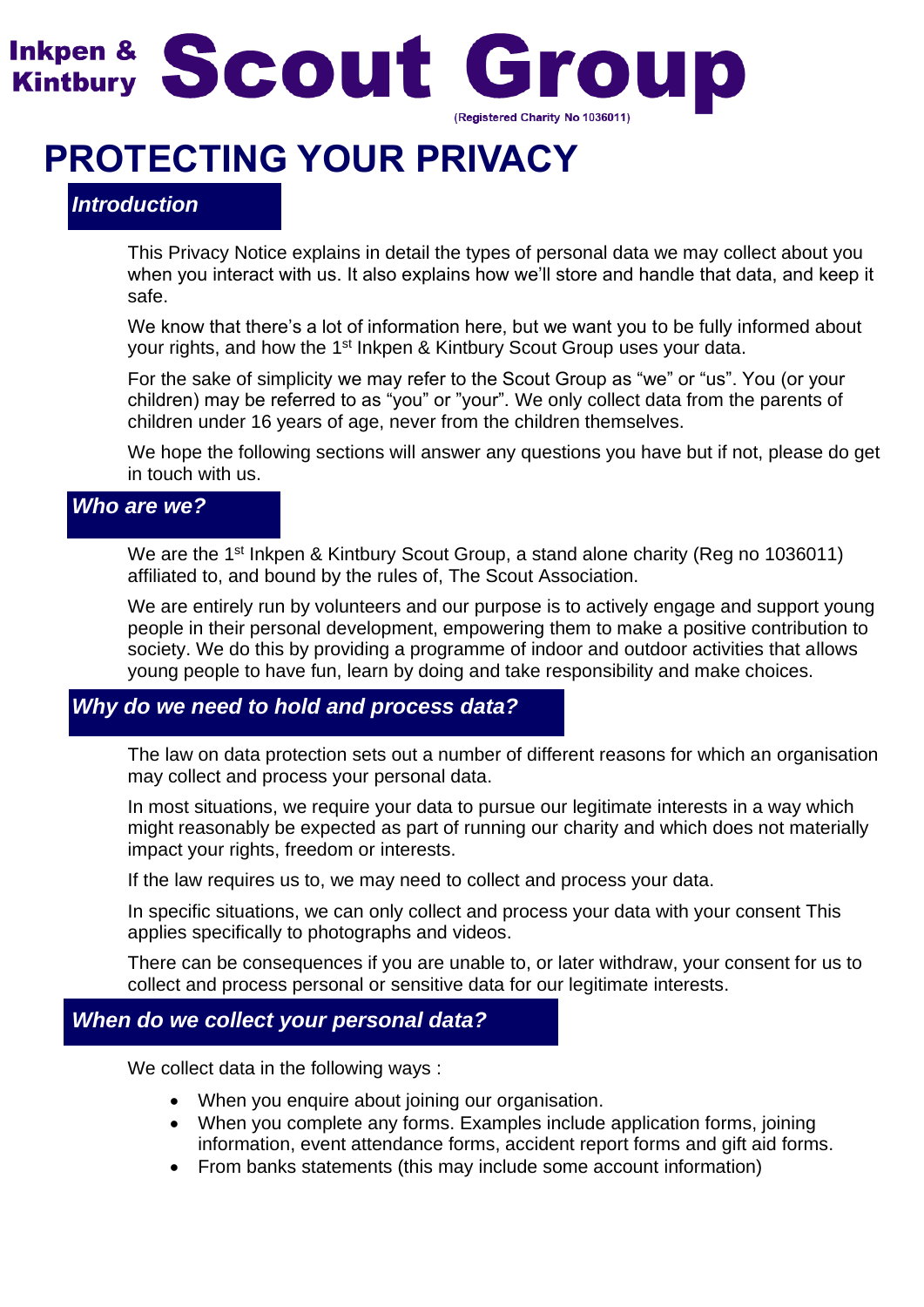# Inkpen & Kintbury Scout Group

(Registered Charity No 1036011)

# PROTECTING YOUR PRIVACY

## *Introduction*

This Privacy Notice explains in detail the types of personal data we may collect about you when you interact with us. It also explains how we'll store and handle that data, and keep it safe.

We know that there's a lot of information here, but we want you to be fully informed about your rights, and how the 1st Inkpen & Kintbury Scout Group uses your data.

For the sake of simplicity we may refer to the Scout Group as "we" or "us". You (or your children) may be referred to as "you" or "your". We only collect data from the parents of children under 16 years of age, never from the children themselves.

We hope the following sections will answer any questions you have but if not, please do get in touch with us.

## *Who are we?*

We are the 1st Inkpen & Kintbury Scout Group, a stand alone charity (Reg no 1036011) affiliated to, and bound by the rules of, The Scout Association.

We are entirely run by volunteers and our purpose is to actively engage and support young people in their personal development, empowering them to make a positive contribution to society. We do this by providing a programme of indoor and outdoor activities that allows young people to have fun, learn by doing and take responsibility and make choices.

## *Why do we need to hold and process data?*

The law on data protection sets out a number of different reasons for which an organisation may collect and process your personal data.

In most situations, we require your data to pursue our legitimate interests in a way which might reasonably be expected as part of running our charity and which does not materially impact your rights, freedom or interests.

If the law requires us to, we may need to collect and process your data.

In specific situations, we can only collect and process your data with your consent This applies specifically to photographs and videos.

There can be consequences if you are unable to, or later withdraw, your consent for us to collect and process personal or sensitive data for our legitimate interests.

## *When do we collect your personal data?*

We collect data in the following ways :

- When you enquire about joining our organisation.
- When you complete any forms. Examples include application forms, joining information, event attendance forms, accident report forms and gift aid forms.
- From banks statements (this may include some account information)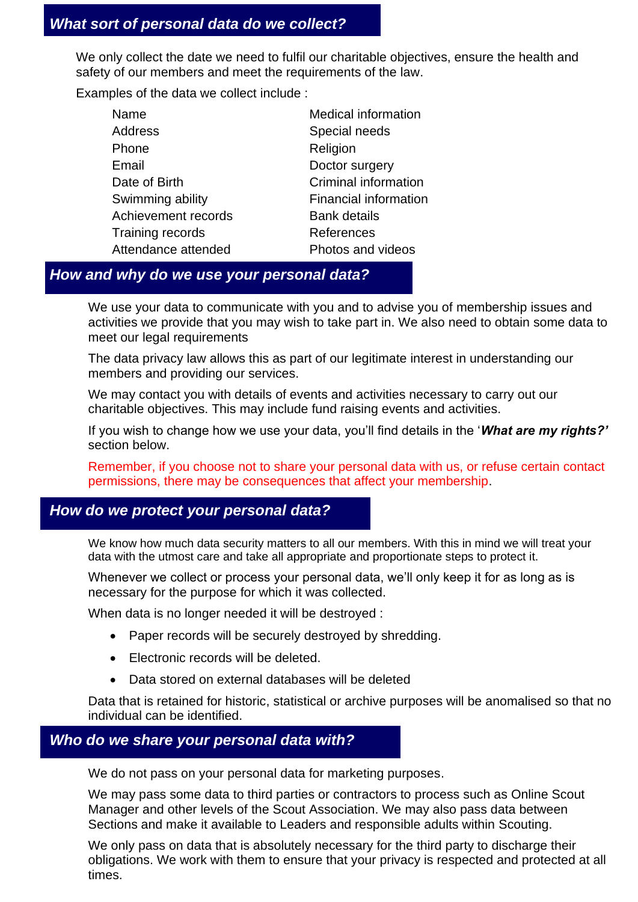## *What sort of personal data do we collect?*

We only collect the date we need to fulfil our charitable objectives, ensure the health and safety of our members and meet the requirements of the law.

Examples of the data we collect include :

| | |
|---|---|
| Name | Medical information |
| Address | Special needs |
| Phone | Religion |
| Email | Doctor surgery |
| Date of Birth | Criminal information |
| Swimming ability | Financial information |
| Achievement records | Bank details |
| Training records | References |
| Attendance attended | Photos and videos |

## *How and why do we use your personal data?*

We use your data to communicate with you and to advise you of membership issues and activities we provide that you may wish to take part in. We also need to obtain some data to meet our legal requirements

The data privacy law allows this as part of our legitimate interest in understanding our members and providing our services.

We may contact you with details of events and activities necessary to carry out our charitable objectives. This may include fund raising events and activities.

If you wish to change how we use your data, you'll find details in the '***What are my rights?'*** section below.

Remember, if you choose not to share your personal data with us, or refuse certain contact permissions, there may be consequences that affect your membership.

## *How do we protect your personal data?*

We know how much data security matters to all our members. With this in mind we will treat your data with the utmost care and take all appropriate and proportionate steps to protect it.

Whenever we collect or process your personal data, we'll only keep it for as long as is necessary for the purpose for which it was collected.

When data is no longer needed it will be destroyed :

- Paper records will be securely destroyed by shredding.
- Electronic records will be deleted.
- Data stored on external databases will be deleted

Data that is retained for historic, statistical or archive purposes will be anomalised so that no individual can be identified.

## *Who do we share your personal data with?*

We do not pass on your personal data for marketing purposes.

We may pass some data to third parties or contractors to process such as Online Scout Manager and other levels of the Scout Association. We may also pass data between Sections and make it available to Leaders and responsible adults within Scouting.

We only pass on data that is absolutely necessary for the third party to discharge their obligations. We work with them to ensure that your privacy is respected and protected at all times.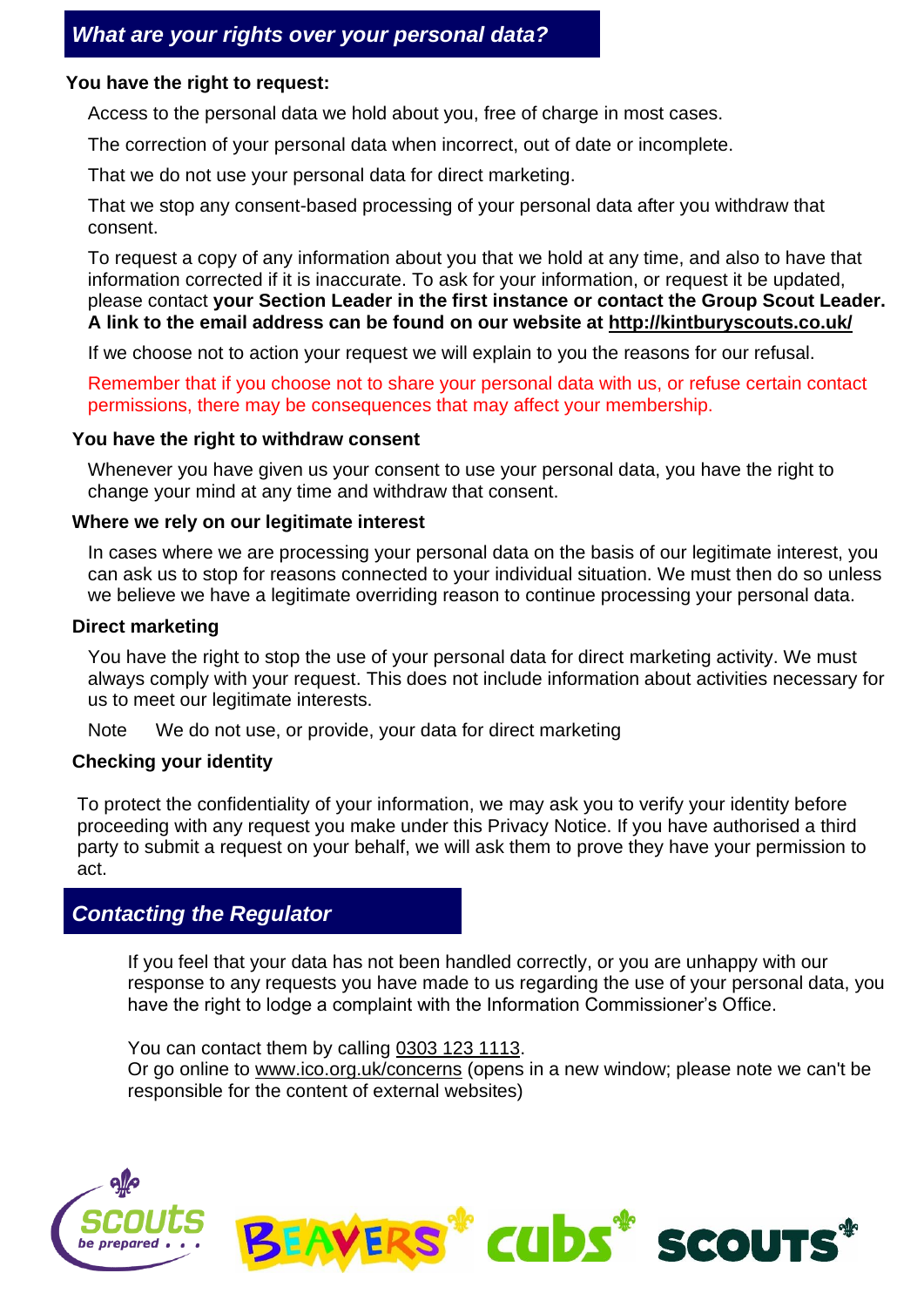## *What are your rights over your personal data?*

**You have the right to request:**

Access to the personal data we hold about you, free of charge in most cases.

The correction of your personal data when incorrect, out of date or incomplete.

That we do not use your personal data for direct marketing.

That we stop any consent-based processing of your personal data after you withdraw that consent.

To request a copy of any information about you that we hold at any time, and also to have that information corrected if it is inaccurate. To ask for your information, or request it be updated, please contact **your Section Leader in the first instance or contact the Group Scout Leader. A link to the email address can be found on our website at http://kintburyscouts.co.uk/**

If we choose not to action your request we will explain to you the reasons for our refusal.

Remember that if you choose not to share your personal data with us, or refuse certain contact permissions, there may be consequences that may affect your membership.

**You have the right to withdraw consent**

Whenever you have given us your consent to use your personal data, you have the right to change your mind at any time and withdraw that consent.

**Where we rely on our legitimate interest**

In cases where we are processing your personal data on the basis of our legitimate interest, you can ask us to stop for reasons connected to your individual situation. We must then do so unless we believe we have a legitimate overriding reason to continue processing your personal data.

**Direct marketing**

You have the right to stop the use of your personal data for direct marketing activity. We must always comply with your request. This does not include information about activities necessary for us to meet our legitimate interests.

Note We do not use, or provide, your data for direct marketing

**Checking your identity**

To protect the confidentiality of your information, we may ask you to verify your identity before proceeding with any request you make under this Privacy Notice. If you have authorised a third party to submit a request on your behalf, we will ask them to prove they have your permission to act.

## *Contacting the Regulator*

If you feel that your data has not been handled correctly, or you are unhappy with our response to any requests you have made to us regarding the use of your personal data, you have the right to lodge a complaint with the Information Commissioner's Office.

You can contact them by calling 0303 123 1113.
Or go online to www.ico.org.uk/concerns (opens in a new window; please note we can't be responsible for the content of external websites)